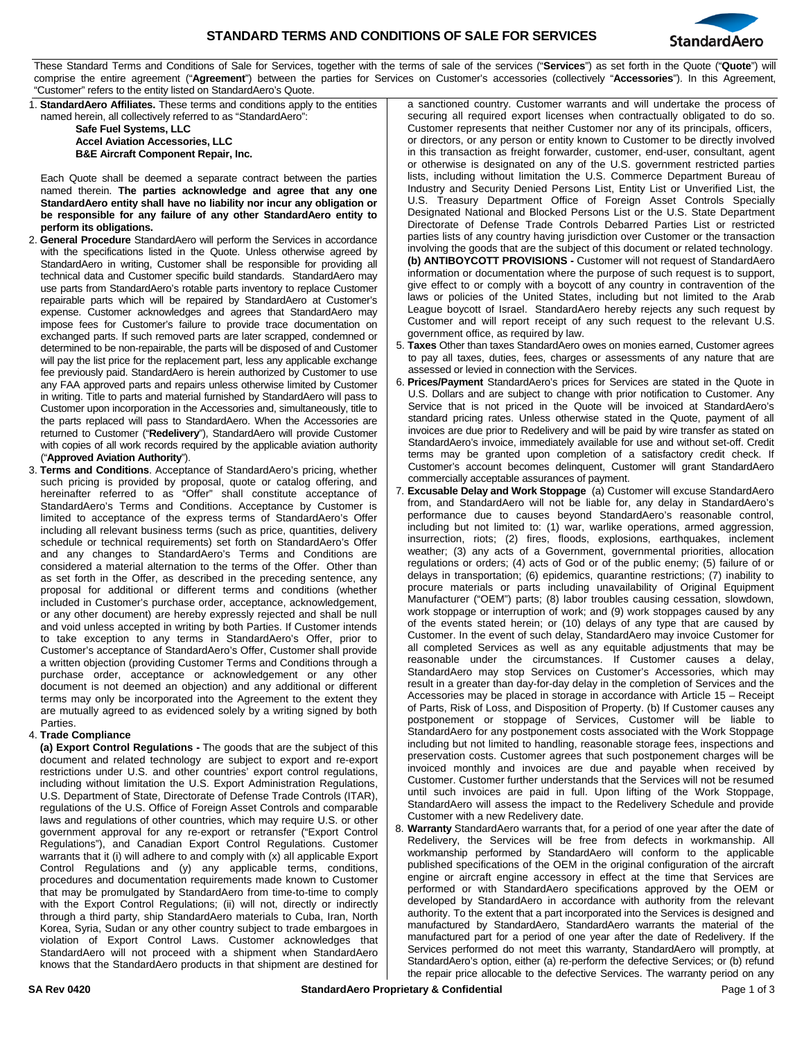# STANDARD TERMS AND CONDITIONS OF SALE FOR SERVICES

These Standard Terms and Conditions of Sale for Services, together with the terms of sale of the services ("**Services**") as set forth in the Quote ("**Quote**") will comprise the entire agreement ("**Agreement**") between the parties for Services on Customer's accessories (collectively "**Accessories**"). In this Agreement, "Customer" refers to the entity listed on StandardAero's Quote.

1. **StandardAero Affiliates.** These terms and conditions apply to the entities named herein, all collectively referred to as "StandardAero":

   **Safe Fuel Systems, LLC**
   **Accel Aviation Accessories, LLC**
   **B&E Aircraft Component Repair, Inc.**

   Each Quote shall be deemed a separate contract between the parties named therein. **The parties acknowledge and agree that any one StandardAero entity shall have no liability nor incur any obligation or be responsible for any failure of any other StandardAero entity to perform its obligations.**

2. **General Procedure** StandardAero will perform the Services in accordance with the specifications listed in the Quote. Unless otherwise agreed by StandardAero in writing, Customer shall be responsible for providing all technical data and Customer specific build standards. StandardAero may use parts from StandardAero's rotable parts inventory to replace Customer repairable parts which will be repaired by StandardAero at Customer's expense. Customer acknowledges and agrees that StandardAero may impose fees for Customer's failure to provide trace documentation on exchanged parts. If such removed parts are later scrapped, condemned or determined to be non-repairable, the parts will be disposed of and Customer will pay the list price for the replacement part, less any applicable exchange fee previously paid. StandardAero is herein authorized by Customer to use any FAA approved parts and repairs unless otherwise limited by Customer in writing. Title to parts and material furnished by StandardAero will pass to Customer upon incorporation in the Accessories and, simultaneously, title to the parts replaced will pass to StandardAero. When the Accessories are returned to Customer ("**Redelivery**"), StandardAero will provide Customer with copies of all work records required by the applicable aviation authority ("**Approved Aviation Authority**").

3. **Terms and Conditions**. Acceptance of StandardAero's pricing, whether such pricing is provided by proposal, quote or catalog offering, and hereinafter referred to as "Offer" shall constitute acceptance of StandardAero's Terms and Conditions. Acceptance by Customer is limited to acceptance of the express terms of StandardAero's Offer including all relevant business terms (such as price, quantities, delivery schedule or technical requirements) set forth on StandardAero's Offer and any changes to StandardAero's Terms and Conditions are considered a material alternation to the terms of the Offer. Other than as set forth in the Offer, as described in the preceding sentence, any proposal for additional or different terms and conditions (whether included in Customer's purchase order, acceptance, acknowledgement, or any other document) are hereby expressly rejected and shall be null and void unless accepted in writing by both Parties. If Customer intends to take exception to any terms in StandardAero's Offer, prior to Customer's acceptance of StandardAero's Offer, Customer shall provide a written objection (providing Customer Terms and Conditions through a purchase order, acceptance or acknowledgement or any other document is not deemed an objection) and any additional or different terms may only be incorporated into the Agreement to the extent they are mutually agreed to as evidenced solely by a writing signed by both Parties.

4. **Trade Compliance**

   **(a) Export Control Regulations -** The goods that are the subject of this document and related technology are subject to export and re-export restrictions under U.S. and other countries' export control regulations, including without limitation the U.S. Export Administration Regulations, U.S. Department of State, Directorate of Defense Trade Controls (ITAR), regulations of the U.S. Office of Foreign Asset Controls and comparable laws and regulations of other countries, which may require U.S. or other government approval for any re-export or retransfer ("Export Control Regulations"), and Canadian Export Control Regulations. Customer warrants that it (i) will adhere to and comply with (x) all applicable Export Control Regulations and (y) any applicable terms, conditions, procedures and documentation requirements made known to Customer that may be promulgated by StandardAero from time-to-time to comply with the Export Control Regulations; (ii) will not, directly or indirectly through a third party, ship StandardAero materials to Cuba, Iran, North Korea, Syria, Sudan or any other country subject to trade embargoes in violation of Export Control Laws. Customer acknowledges that StandardAero will not proceed with a shipment when StandardAero knows that the StandardAero products in that shipment are destined for a sanctioned country. Customer warrants and will undertake the process of securing all required export licenses when contractually obligated to do so. Customer represents that neither Customer nor any of its principals, officers, or directors, or any person or entity known to Customer to be directly involved in this transaction as freight forwarder, customer, end-user, consultant, agent or otherwise is designated on any of the U.S. government restricted parties lists, including without limitation the U.S. Commerce Department Bureau of Industry and Security Denied Persons List, Entity List or Unverified List, the U.S. Treasury Department Office of Foreign Asset Controls Specially Designated National and Blocked Persons List or the U.S. State Department Directorate of Defense Trade Controls Debarred Parties List or restricted parties lists of any country having jurisdiction over Customer or the transaction involving the goods that are the subject of this document or related technology.

   **(b) ANTIBOYCOTT PROVISIONS -** Customer will not request of StandardAero information or documentation where the purpose of such request is to support, give effect to or comply with a boycott of any country in contravention of the laws or policies of the United States, including but not limited to the Arab League boycott of Israel. StandardAero hereby rejects any such request by Customer and will report receipt of any such request to the relevant U.S. government office, as required by law.

5. **Taxes** Other than taxes StandardAero owes on monies earned, Customer agrees to pay all taxes, duties, fees, charges or assessments of any nature that are assessed or levied in connection with the Services.

6. **Prices/Payment** StandardAero's prices for Services are stated in the Quote in U.S. Dollars and are subject to change with prior notification to Customer. Any Service that is not priced in the Quote will be invoiced at StandardAero's standard pricing rates. Unless otherwise stated in the Quote, payment of all invoices are due prior to Redelivery and will be paid by wire transfer as stated on StandardAero's invoice, immediately available for use and without set-off. Credit terms may be granted upon completion of a satisfactory credit check. If Customer's account becomes delinquent, Customer will grant StandardAero commercially acceptable assurances of payment.

7. **Excusable Delay and Work Stoppage** (a) Customer will excuse StandardAero from, and StandardAero will not be liable for, any delay in StandardAero's performance due to causes beyond StandardAero's reasonable control, including but not limited to: (1) war, warlike operations, armed aggression, insurrection, riots; (2) fires, floods, explosions, earthquakes, inclement weather; (3) any acts of a Government, governmental priorities, allocation regulations or orders; (4) acts of God or of the public enemy; (5) failure of or delays in transportation; (6) epidemics, quarantine restrictions; (7) inability to procure materials or parts including unavailability of Original Equipment Manufacturer ("OEM") parts; (8) labor troubles causing cessation, slowdown, work stoppage or interruption of work; and (9) work stoppages caused by any of the events stated herein; or (10) delays of any type that are caused by Customer. In the event of such delay, StandardAero may invoice Customer for all completed Services as well as any equitable adjustments that may be reasonable under the circumstances. If Customer causes a delay, StandardAero may stop Services on Customer's Accessories, which may result in a greater than day-for-day delay in the completion of Services and the Accessories may be placed in storage in accordance with Article 15 – Receipt of Parts, Risk of Loss, and Disposition of Property. (b) If Customer causes any postponement or stoppage of Services, Customer will be liable to StandardAero for any postponement costs associated with the Work Stoppage including but not limited to handling, reasonable storage fees, inspections and preservation costs. Customer agrees that such postponement charges will be invoiced monthly and invoices are due and payable when received by Customer. Customer further understands that the Services will not be resumed until such invoices are paid in full. Upon lifting of the Work Stoppage, StandardAero will assess the impact to the Redelivery Schedule and provide Customer with a new Redelivery date.

8. **Warranty** StandardAero warrants that, for a period of one year after the date of Redelivery, the Services will be free from defects in workmanship. All workmanship performed by StandardAero will conform to the applicable published specifications of the OEM in the original configuration of the aircraft engine or aircraft engine accessory in effect at the time that Services are performed or with StandardAero specifications approved by the OEM or developed by StandardAero in accordance with authority from the relevant authority. To the extent that a part incorporated into the Services is designed and manufactured by StandardAero, StandardAero warrants the material of the manufactured part for a period of one year after the date of Redelivery. If the Services performed do not meet this warranty, StandardAero will promptly, at StandardAero's option, either (a) re-perform the defective Services; or (b) refund the repair price allocable to the defective Services. The warranty period on any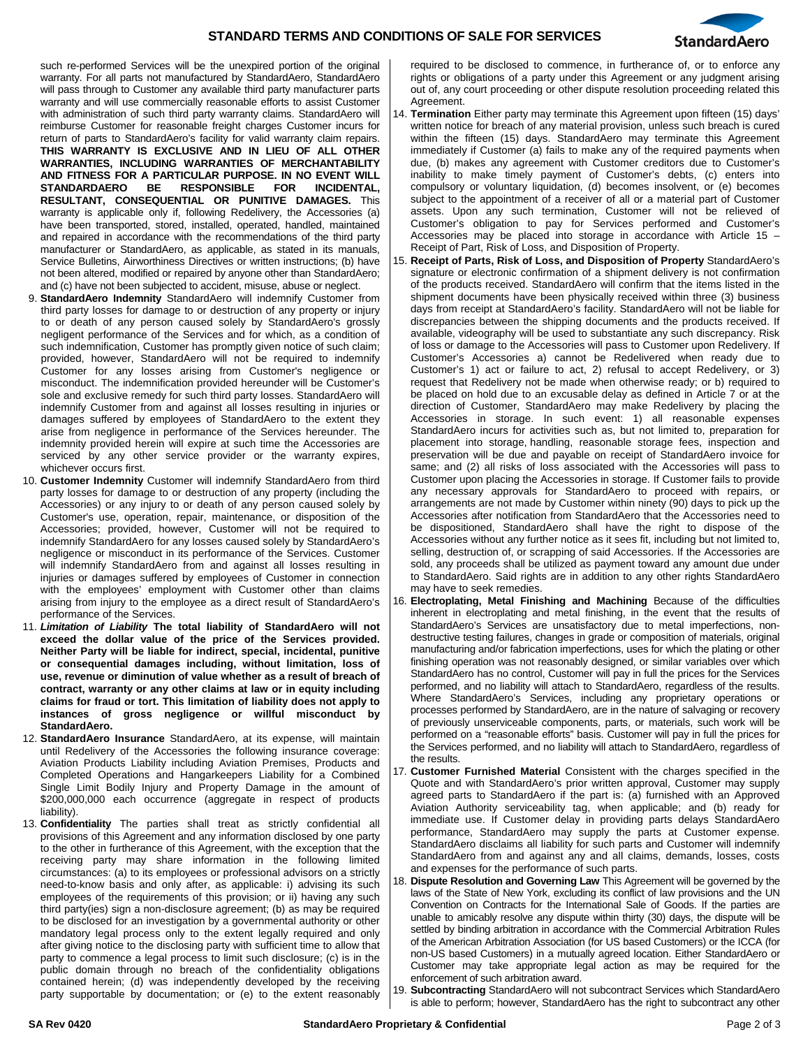such re-performed Services will be the unexpired portion of the original warranty. For all parts not manufactured by StandardAero, StandardAero will pass through to Customer any available third party manufacturer parts warranty and will use commercially reasonable efforts to assist Customer with administration of such third party warranty claims. StandardAero will reimburse Customer for reasonable freight charges Customer incurs for return of parts to StandardAero's facility for valid warranty claim repairs. **THIS WARRANTY IS EXCLUSIVE AND IN LIEU OF ALL OTHER WARRANTIES, INCLUDING WARRANTIES OF MERCHANTABILITY AND FITNESS FOR A PARTICULAR PURPOSE. IN NO EVENT WILL STANDARDAERO BE RESPONSIBLE FOR INCIDENTAL, RESULTANT, CONSEQUENTIAL OR PUNITIVE DAMAGES.** This warranty is applicable only if, following Redelivery, the Accessories (a) have been transported, stored, installed, operated, handled, maintained and repaired in accordance with the recommendations of the third party manufacturer or StandardAero, as applicable, as stated in its manuals, Service Bulletins, Airworthiness Directives or written instructions; (b) have not been altered, modified or repaired by anyone other than StandardAero; and (c) have not been subjected to accident, misuse, abuse or neglect.

9. **StandardAero Indemnity** StandardAero will indemnify Customer from third party losses for damage to or destruction of any property or injury to or death of any person caused solely by StandardAero's grossly negligent performance of the Services and for which, as a condition of such indemnification, Customer has promptly given notice of such claim; provided, however, StandardAero will not be required to indemnify Customer for any losses arising from Customer's negligence or misconduct. The indemnification provided hereunder will be Customer's sole and exclusive remedy for such third party losses. StandardAero will indemnify Customer from and against all losses resulting in injuries or damages suffered by employees of StandardAero to the extent they arise from negligence in performance of the Services hereunder. The indemnity provided herein will expire at such time the Accessories are serviced by any other service provider or the warranty expires, whichever occurs first.
10. **Customer Indemnity** Customer will indemnify StandardAero from third party losses for damage to or destruction of any property (including the Accessories) or any injury to or death of any person caused solely by Customer's use, operation, repair, maintenance, or disposition of the Accessories; provided, however, Customer will not be required to indemnify StandardAero for any losses caused solely by StandardAero's negligence or misconduct in its performance of the Services. Customer will indemnify StandardAero from and against all losses resulting in injuries or damages suffered by employees of Customer in connection with the employees' employment with Customer other than claims arising from injury to the employee as a direct result of StandardAero's performance of the Services.
11. ***Limitation of Liability*** **The total liability of StandardAero will not exceed the dollar value of the price of the Services provided. Neither Party will be liable for indirect, special, incidental, punitive or consequential damages including, without limitation, loss of use, revenue or diminution of value whether as a result of breach of contract, warranty or any other claims at law or in equity including claims for fraud or tort. This limitation of liability does not apply to instances of gross negligence or willful misconduct by StandardAero.**
12. **StandardAero Insurance** StandardAero, at its expense, will maintain until Redelivery of the Accessories the following insurance coverage: Aviation Products Liability including Aviation Premises, Products and Completed Operations and Hangarkeepers Liability for a Combined Single Limit Bodily Injury and Property Damage in the amount of $200,000,000 each occurrence (aggregate in respect of products liability).
13. **Confidentiality** The parties shall treat as strictly confidential all provisions of this Agreement and any information disclosed by one party to the other in furtherance of this Agreement, with the exception that the receiving party may share information in the following limited circumstances: (a) to its employees or professional advisors on a strictly need-to-know basis and only after, as applicable: i) advising its such employees of the requirements of this provision; or ii) having any such third party(ies) sign a non-disclosure agreement; (b) as may be required to be disclosed for an investigation by a governmental authority or other mandatory legal process only to the extent legally required and only after giving notice to the disclosing party with sufficient time to allow that party to commence a legal process to limit such disclosure; (c) is in the public domain through no breach of the confidentiality obligations contained herein; (d) was independently developed by the receiving party supportable by documentation; or (e) to the extent reasonably required to be disclosed to commence, in furtherance of, or to enforce any rights or obligations of a party under this Agreement or any judgment arising out of, any court proceeding or other dispute resolution proceeding related this Agreement.
14. **Termination** Either party may terminate this Agreement upon fifteen (15) days' written notice for breach of any material provision, unless such breach is cured within the fifteen (15) days. StandardAero may terminate this Agreement immediately if Customer (a) fails to make any of the required payments when due, (b) makes any agreement with Customer creditors due to Customer's inability to make timely payment of Customer's debts, (c) enters into compulsory or voluntary liquidation, (d) becomes insolvent, or (e) becomes subject to the appointment of a receiver of all or a material part of Customer assets. Upon any such termination, Customer will not be relieved of Customer's obligation to pay for Services performed and Customer's Accessories may be placed into storage in accordance with Article 15 – Receipt of Part, Risk of Loss, and Disposition of Property.
15. **Receipt of Parts, Risk of Loss, and Disposition of Property** StandardAero's signature or electronic confirmation of a shipment delivery is not confirmation of the products received. StandardAero will confirm that the items listed in the shipment documents have been physically received within three (3) business days from receipt at StandardAero's facility. StandardAero will not be liable for discrepancies between the shipping documents and the products received. If available, videography will be used to substantiate any such discrepancy. Risk of loss or damage to the Accessories will pass to Customer upon Redelivery. If Customer's Accessories a) cannot be Redelivered when ready due to Customer's 1) act or failure to act, 2) refusal to accept Redelivery, or 3) request that Redelivery not be made when otherwise ready; or b) required to be placed on hold due to an excusable delay as defined in Article 7 or at the direction of Customer, StandardAero may make Redelivery by placing the Accessories in storage. In such event: 1) all reasonable expenses StandardAero incurs for activities such as, but not limited to, preparation for placement into storage, handling, reasonable storage fees, inspection and preservation will be due and payable on receipt of StandardAero invoice for same; and (2) all risks of loss associated with the Accessories will pass to Customer upon placing the Accessories in storage. If Customer fails to provide any necessary approvals for StandardAero to proceed with repairs, or arrangements are not made by Customer within ninety (90) days to pick up the Accessories after notification from StandardAero that the Accessories need to be dispositioned, StandardAero shall have the right to dispose of the Accessories without any further notice as it sees fit, including but not limited to, selling, destruction of, or scrapping of said Accessories. If the Accessories are sold, any proceeds shall be utilized as payment toward any amount due under to StandardAero. Said rights are in addition to any other rights StandardAero may have to seek remedies.
16. **Electroplating, Metal Finishing and Machining** Because of the difficulties inherent in electroplating and metal finishing, in the event that the results of StandardAero's Services are unsatisfactory due to metal imperfections, non-destructive testing failures, changes in grade or composition of materials, original manufacturing and/or fabrication imperfections, uses for which the plating or other finishing operation was not reasonably designed, or similar variables over which StandardAero has no control, Customer will pay in full the prices for the Services performed, and no liability will attach to StandardAero, regardless of the results. Where StandardAero's Services, including any proprietary operations or processes performed by StandardAero, are in the nature of salvaging or recovery of previously unserviceable components, parts, or materials, such work will be performed on a "reasonable efforts" basis. Customer will pay in full the prices for the Services performed, and no liability will attach to StandardAero, regardless of the results.
17. **Customer Furnished Material** Consistent with the charges specified in the Quote and with StandardAero's prior written approval, Customer may supply agreed parts to StandardAero if the part is: (a) furnished with an Approved Aviation Authority serviceability tag, when applicable; and (b) ready for immediate use. If Customer delay in providing parts delays StandardAero performance, StandardAero may supply the parts at Customer expense. StandardAero disclaims all liability for such parts and Customer will indemnify StandardAero from and against any and all claims, demands, losses, costs and expenses for the performance of such parts.
18. **Dispute Resolution and Governing Law** This Agreement will be governed by the laws of the State of New York, excluding its conflict of law provisions and the UN Convention on Contracts for the International Sale of Goods. If the parties are unable to amicably resolve any dispute within thirty (30) days, the dispute will be settled by binding arbitration in accordance with the Commercial Arbitration Rules of the American Arbitration Association (for US based Customers) or the ICCA (for non-US based Customers) in a mutually agreed location. Either StandardAero or Customer may take appropriate legal action as may be required for the enforcement of such arbitration award.
19. **Subcontracting** StandardAero will not subcontract Services which StandardAero is able to perform; however, StandardAero has the right to subcontract any other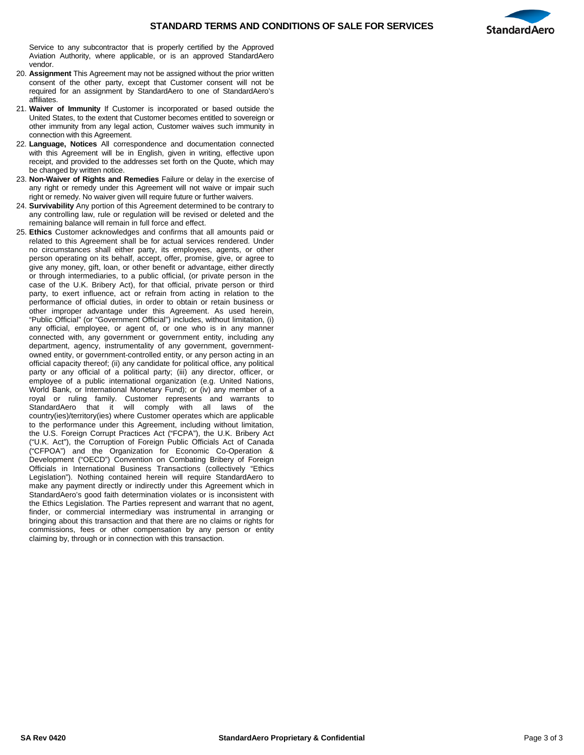Service to any subcontractor that is properly certified by the Approved Aviation Authority, where applicable, or is an approved StandardAero vendor.

20. **Assignment** This Agreement may not be assigned without the prior written consent of the other party, except that Customer consent will not be required for an assignment by StandardAero to one of StandardAero's affiliates.
21. **Waiver of Immunity** If Customer is incorporated or based outside the United States, to the extent that Customer becomes entitled to sovereign or other immunity from any legal action, Customer waives such immunity in connection with this Agreement.
22. **Language, Notices** All correspondence and documentation connected with this Agreement will be in English, given in writing, effective upon receipt, and provided to the addresses set forth on the Quote, which may be changed by written notice.
23. **Non-Waiver of Rights and Remedies** Failure or delay in the exercise of any right or remedy under this Agreement will not waive or impair such right or remedy. No waiver given will require future or further waivers.
24. **Survivability** Any portion of this Agreement determined to be contrary to any controlling law, rule or regulation will be revised or deleted and the remaining balance will remain in full force and effect.
25. **Ethics** Customer acknowledges and confirms that all amounts paid or related to this Agreement shall be for actual services rendered. Under no circumstances shall either party, its employees, agents, or other person operating on its behalf, accept, offer, promise, give, or agree to give any money, gift, loan, or other benefit or advantage, either directly or through intermediaries, to a public official, (or private person in the case of the U.K. Bribery Act), for that official, private person or third party, to exert influence, act or refrain from acting in relation to the performance of official duties, in order to obtain or retain business or other improper advantage under this Agreement. As used herein, "Public Official" (or "Government Official") includes, without limitation, (i) any official, employee, or agent of, or one who is in any manner connected with, any government or government entity, including any department, agency, instrumentality of any government, government-owned entity, or government-controlled entity, or any person acting in an official capacity thereof; (ii) any candidate for political office, any political party or any official of a political party; (iii) any director, officer, or employee of a public international organization (e.g. United Nations, World Bank, or International Monetary Fund); or (iv) any member of a royal or ruling family. Customer represents and warrants to StandardAero that it will comply with all laws of the country(ies)/territory(ies) where Customer operates which are applicable to the performance under this Agreement, including without limitation, the U.S. Foreign Corrupt Practices Act ("FCPA"), the U.K. Bribery Act ("U.K. Act"), the Corruption of Foreign Public Officials Act of Canada ("CFPOA") and the Organization for Economic Co-Operation & Development ("OECD") Convention on Combating Bribery of Foreign Officials in International Business Transactions (collectively "Ethics Legislation"). Nothing contained herein will require StandardAero to make any payment directly or indirectly under this Agreement which in StandardAero's good faith determination violates or is inconsistent with the Ethics Legislation. The Parties represent and warrant that no agent, finder, or commercial intermediary was instrumental in arranging or bringing about this transaction and that there are no claims or rights for commissions, fees or other compensation by any person or entity claiming by, through or in connection with this transaction.